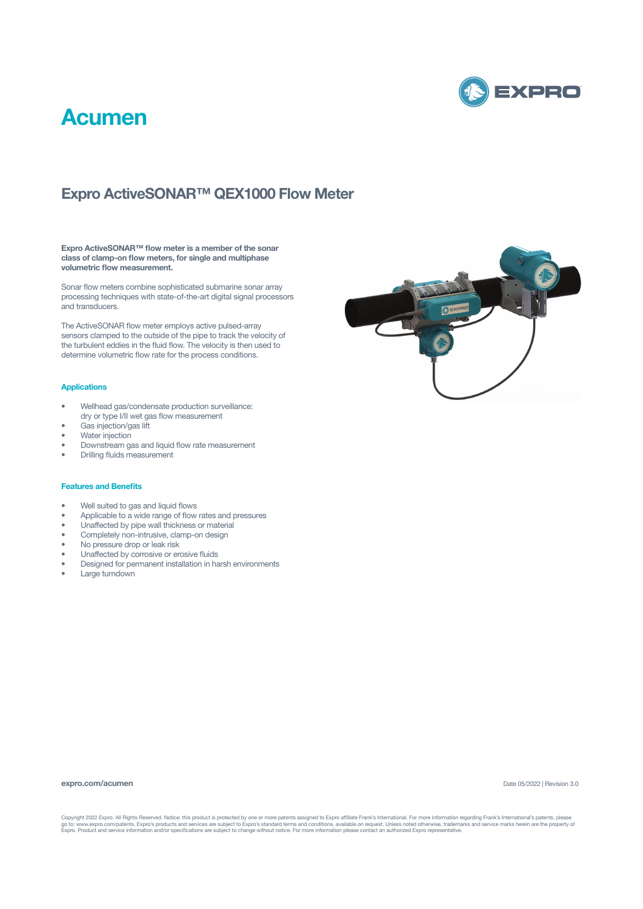# Acumen

## Expro ActiveSONAR™ QEX1000 Flow Meter

**Expro ActiveSONAR™ flow meter is a member of the sonar class of clamp-on flow meters, for single and multiphase volumetric flow measurement.**

Sonar flow meters combine sophisticated submarine sonar array processing techniques with state-of-the-art digital signal processors and transducers.

The ActiveSONAR flow meter employs active pulsed-array sensors clamped to the outside of the pipe to track the velocity of the turbulent eddies in the fluid flow. The velocity is then used to determine volumetric flow rate for the process conditions.

### Applications

- Wellhead gas/condensate production surveillance: dry or type I/II wet gas flow measurement
- Gas injection/gas lift
- Water injection
- Downstream gas and liquid flow rate measurement
- Drilling fluids measurement

### Features and Benefits

- Well suited to gas and liquid flows
- Applicable to a wide range of flow rates and pressures
- Unaffected by pipe wall thickness or material
- Completely non-intrusive, clamp-on design
- No pressure drop or leak risk
- Unaffected by corrosive or erosive fluids
- Designed for permanent installation in harsh environments
- Large turndown

**expro.com/acumen**

Date 05/2022 | Revision 3.0

Copyright 2022 Expro. All Rights Reserved. Notice: this product is protected by one or more patents assigned to Expro affiliate Frank's International. For more information regarding Frank's International's patents, please go to: www.expro.com/patents. Expro's products and services are subject to Expro's standard terms and conditions, available on request. Unless noted otherwise, trademarks and service marks herein are the property of Expro. Product and service information and/or specifications are subject to change without notice. For more information please contact an authorized Expro representative.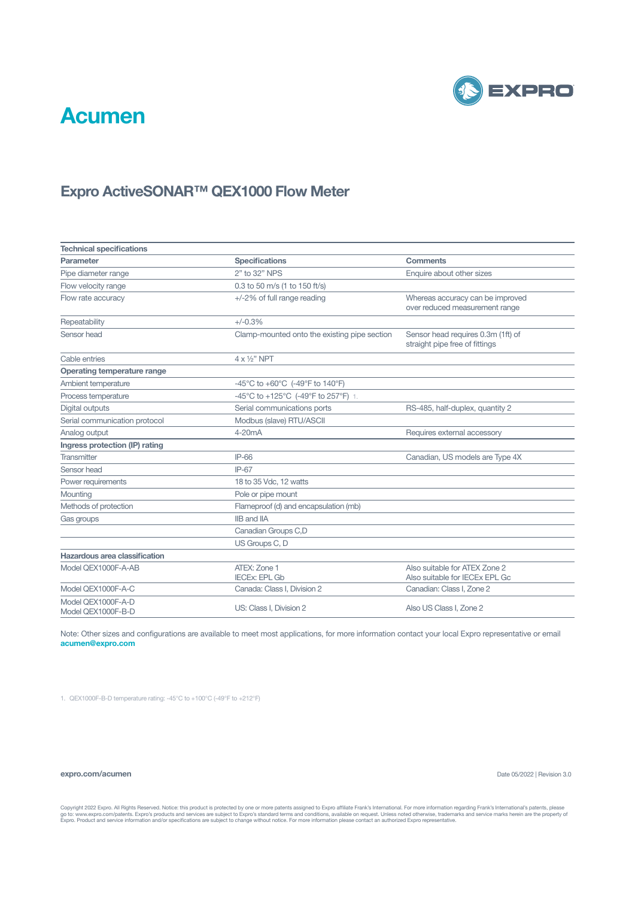# Acumen

## Expro ActiveSONAR™ QEX1000 Flow Meter

| Technical specifications | | |
|---|---|---|
| **Parameter** | **Specifications** | **Comments** |
| Pipe diameter range | 2" to 32" NPS | Enquire about other sizes |
| Flow velocity range | 0.3 to 50 m/s (1 to 150 ft/s) | |
| Flow rate accuracy | +/-2% of full range reading | Whereas accuracy can be improved over reduced measurement range |
| Repeatability | +/-0.3% | |
| Sensor head | Clamp-mounted onto the existing pipe section | Sensor head requires 0.3m (1ft) of straight pipe free of fittings |
| Cable entries | 4 x ½" NPT | |
| **Operating temperature range** | | |
| Ambient temperature | -45°C to +60°C (-49°F to 140°F) | |
| Process temperature | -45°C to +125°C (-49°F to 257°F) [1] | |
| Digital outputs | Serial communications ports | RS-485, half-duplex, quantity 2 |
| Serial communication protocol | Modbus (slave) RTU/ASCII | |
| Analog output | 4-20mA | Requires external accessory |
| **Ingress protection (IP) rating** | | |
| Transmitter | IP-66 | Canadian, US models are Type 4X |
| Sensor head | IP-67 | |
| Power requirements | 18 to 35 Vdc, 12 watts | |
| Mounting | Pole or pipe mount | |
| Methods of protection | Flameproof (d) and encapsulation (mb) | |
| Gas groups | IIB and IIA | |
| | Canadian Groups C,D | |
| | US Groups C, D | |
| **Hazardous area classification** | | |
| Model QEX1000F-A-AB | ATEX: Zone 1<br>IECEx: EPL Gb | Also suitable for ATEX Zone 2<br>Also suitable for IECEx EPL Gc |
| Model QEX1000F-A-C | Canada: Class I, Division 2 | Canadian: Class I, Zone 2 |
| Model QEX1000F-A-D<br>Model QEX1000F-B-D | US: Class I, Division 2 | Also US Class I, Zone 2 |

Note: Other sizes and configurations are available to meet most applications, for more information contact your local Expro representative or email **acumen@expro.com**

1. QEX1000F-B-D temperature rating: -45°C to +100°C (-49°F to +212°F)

**expro.com/acumen**

Date 05/2022 | Revision 3.0

Copyright 2022 Expro. All Rights Reserved. Notice: this product is protected by one or more patents assigned to Expro affiliate Frank's International. For more information regarding Frank's International's patents, please go to: www.expro.com/patents. Expro's products and services are subject to Expro's standard terms and conditions, available on request. Unless noted otherwise, trademarks and service marks herein are the property of Expro. Product and service information and/or specifications are subject to change without notice. For more information please contact an authorized Expro representative.